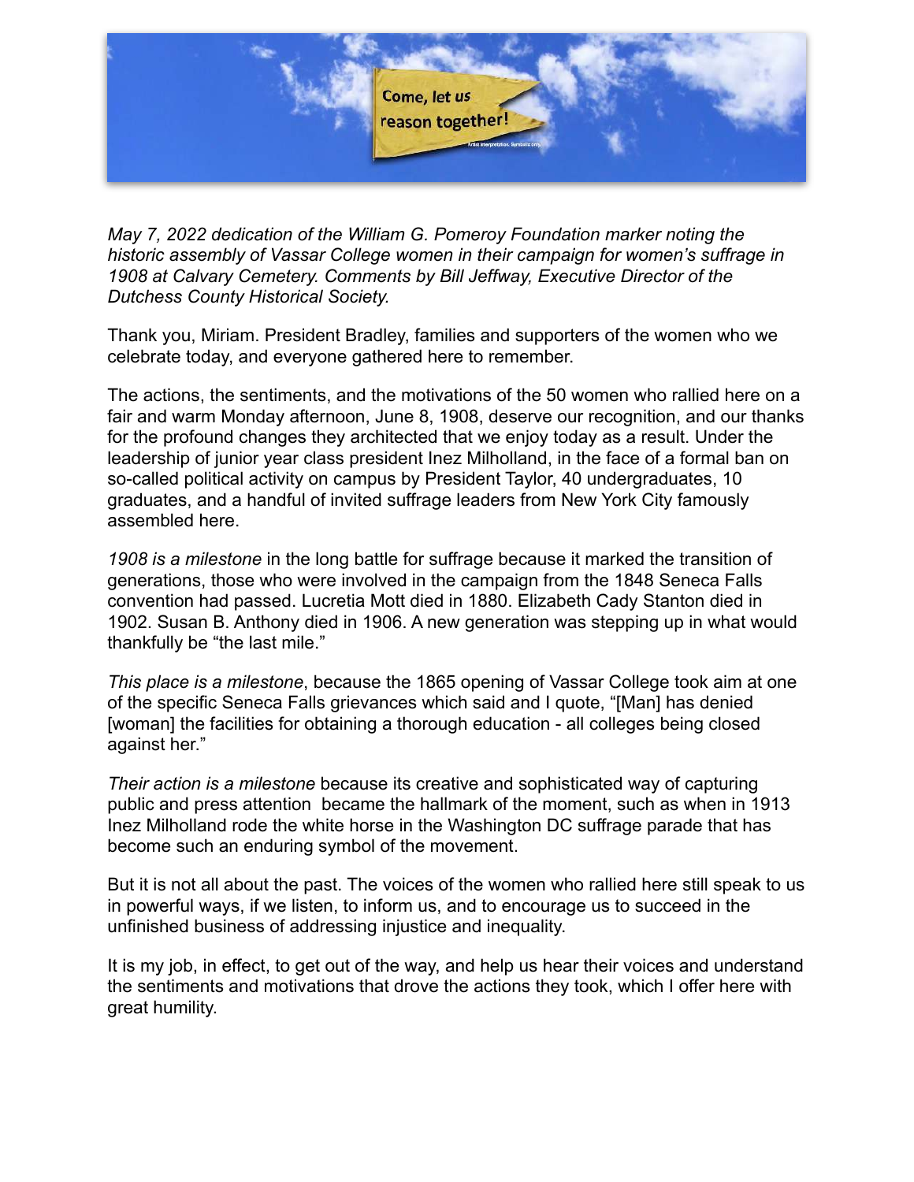Come, let us reason together!

*May 7, 2022 dedication of the William G. Pomeroy Foundation marker noting the historic assembly of Vassar College women in their campaign for women's suffrage in 1908 at Calvary Cemetery. Comments by Bill Jeffway, Executive Director of the Dutchess County Historical Society.*

Thank you, Miriam. President Bradley, families and supporters of the women who we celebrate today, and everyone gathered here to remember.

The actions, the sentiments, and the motivations of the 50 women who rallied here on a fair and warm Monday afternoon, June 8, 1908, deserve our recognition, and our thanks for the profound changes they architected that we enjoy today as a result. Under the leadership of junior year class president Inez Milholland, in the face of a formal ban on so-called political activity on campus by President Taylor, 40 undergraduates, 10 graduates, and a handful of invited suffrage leaders from New York City famously assembled here.

*1908 is a milestone* in the long battle for suffrage because it marked the transition of generations, those who were involved in the campaign from the 1848 Seneca Falls convention had passed. Lucretia Mott died in 1880. Elizabeth Cady Stanton died in 1902. Susan B. Anthony died in 1906. A new generation was stepping up in what would thankfully be "the last mile."

*This place is a milestone*, because the 1865 opening of Vassar College took aim at one of the specific Seneca Falls grievances which said and I quote, "[Man] has denied [woman] the facilities for obtaining a thorough education - all colleges being closed against her."

*Their action is a milestone* because its creative and sophisticated way of capturing public and press attention became the hallmark of the moment, such as when in 1913 Inez Milholland rode the white horse in the Washington DC suffrage parade that has become such an enduring symbol of the movement.

But it is not all about the past. The voices of the women who rallied here still speak to us in powerful ways, if we listen, to inform us, and to encourage us to succeed in the unfinished business of addressing injustice and inequality.

It is my job, in effect, to get out of the way, and help us hear their voices and understand the sentiments and motivations that drove the actions they took, which I offer here with great humility.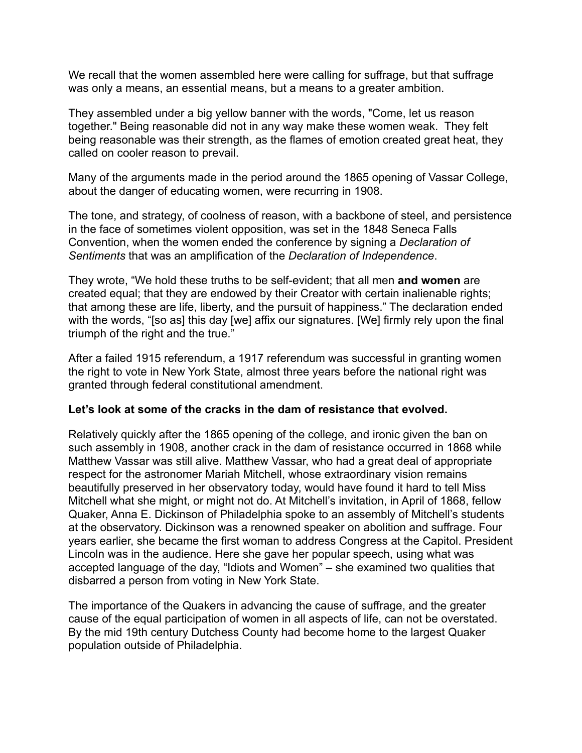We recall that the women assembled here were calling for suffrage, but that suffrage was only a means, an essential means, but a means to a greater ambition.

They assembled under a big yellow banner with the words, "Come, let us reason together." Being reasonable did not in any way make these women weak. They felt being reasonable was their strength, as the flames of emotion created great heat, they called on cooler reason to prevail.

Many of the arguments made in the period around the 1865 opening of Vassar College, about the danger of educating women, were recurring in 1908.

The tone, and strategy, of coolness of reason, with a backbone of steel, and persistence in the face of sometimes violent opposition, was set in the 1848 Seneca Falls Convention, when the women ended the conference by signing a *Declaration of Sentiments* that was an amplification of the *Declaration of Independence*.

They wrote, "We hold these truths to be self-evident; that all men **and women** are created equal; that they are endowed by their Creator with certain inalienable rights; that among these are life, liberty, and the pursuit of happiness." The declaration ended with the words, "[so as] this day [we] affix our signatures. [We] firmly rely upon the final triumph of the right and the true."

After a failed 1915 referendum, a 1917 referendum was successful in granting women the right to vote in New York State, almost three years before the national right was granted through federal constitutional amendment.

**Let's look at some of the cracks in the dam of resistance that evolved.**

Relatively quickly after the 1865 opening of the college, and ironic given the ban on such assembly in 1908, another crack in the dam of resistance occurred in 1868 while Matthew Vassar was still alive. Matthew Vassar, who had a great deal of appropriate respect for the astronomer Mariah Mitchell, whose extraordinary vision remains beautifully preserved in her observatory today, would have found it hard to tell Miss Mitchell what she might, or might not do. At Mitchell's invitation, in April of 1868, fellow Quaker, Anna E. Dickinson of Philadelphia spoke to an assembly of Mitchell's students at the observatory. Dickinson was a renowned speaker on abolition and suffrage. Four years earlier, she became the first woman to address Congress at the Capitol. President Lincoln was in the audience. Here she gave her popular speech, using what was accepted language of the day, "Idiots and Women" – she examined two qualities that disbarred a person from voting in New York State.

The importance of the Quakers in advancing the cause of suffrage, and the greater cause of the equal participation of women in all aspects of life, can not be overstated. By the mid 19th century Dutchess County had become home to the largest Quaker population outside of Philadelphia.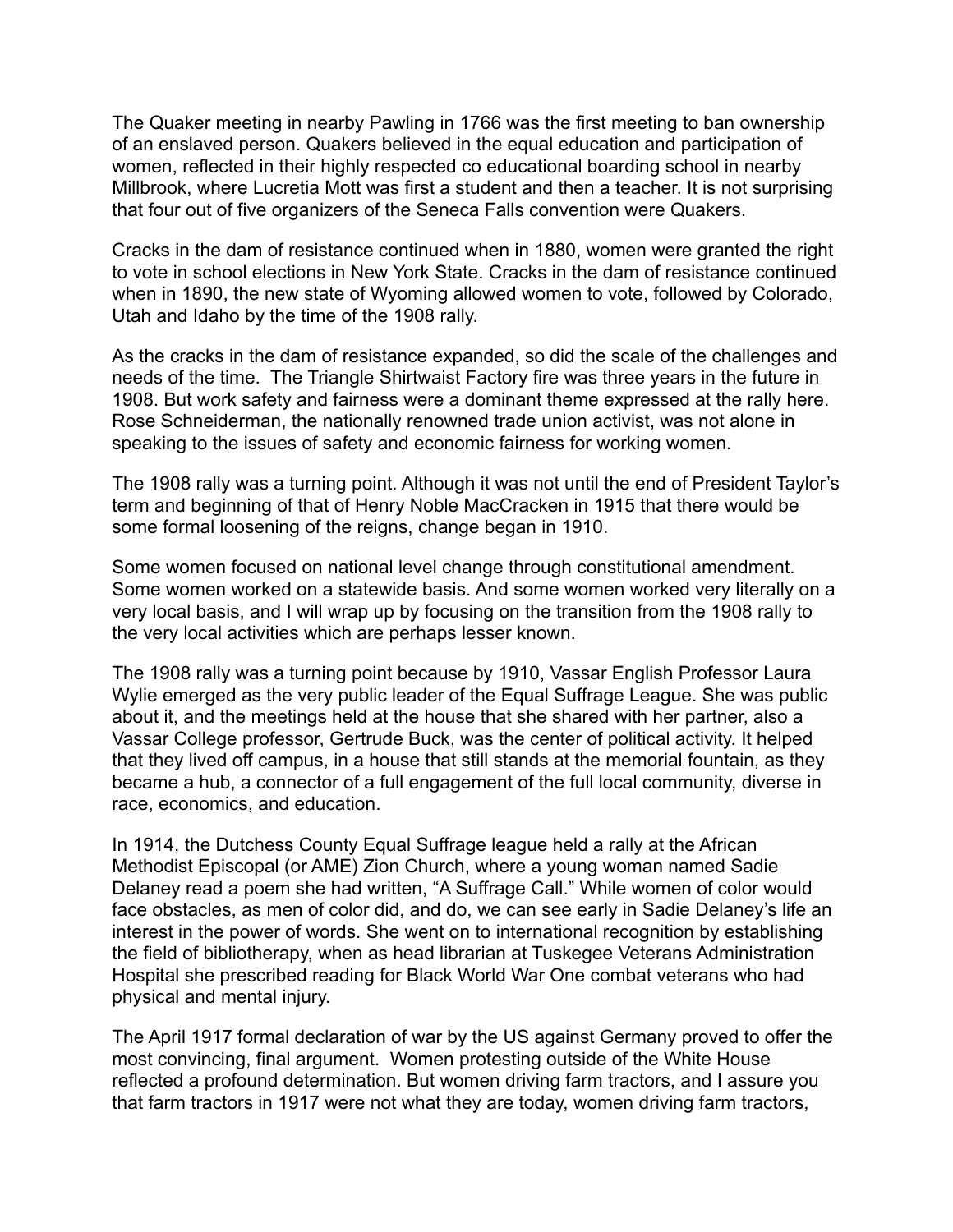The Quaker meeting in nearby Pawling in 1766 was the first meeting to ban ownership of an enslaved person. Quakers believed in the equal education and participation of women, reflected in their highly respected co educational boarding school in nearby Millbrook, where Lucretia Mott was first a student and then a teacher. It is not surprising that four out of five organizers of the Seneca Falls convention were Quakers.

Cracks in the dam of resistance continued when in 1880, women were granted the right to vote in school elections in New York State. Cracks in the dam of resistance continued when in 1890, the new state of Wyoming allowed women to vote, followed by Colorado, Utah and Idaho by the time of the 1908 rally.

As the cracks in the dam of resistance expanded, so did the scale of the challenges and needs of the time. The Triangle Shirtwaist Factory fire was three years in the future in 1908. But work safety and fairness were a dominant theme expressed at the rally here. Rose Schneiderman, the nationally renowned trade union activist, was not alone in speaking to the issues of safety and economic fairness for working women.

The 1908 rally was a turning point. Although it was not until the end of President Taylor's term and beginning of that of Henry Noble MacCracken in 1915 that there would be some formal loosening of the reigns, change began in 1910.

Some women focused on national level change through constitutional amendment. Some women worked on a statewide basis. And some women worked very literally on a very local basis, and I will wrap up by focusing on the transition from the 1908 rally to the very local activities which are perhaps lesser known.

The 1908 rally was a turning point because by 1910, Vassar English Professor Laura Wylie emerged as the very public leader of the Equal Suffrage League. She was public about it, and the meetings held at the house that she shared with her partner, also a Vassar College professor, Gertrude Buck, was the center of political activity. It helped that they lived off campus, in a house that still stands at the memorial fountain, as they became a hub, a connector of a full engagement of the full local community, diverse in race, economics, and education.

In 1914, the Dutchess County Equal Suffrage league held a rally at the African Methodist Episcopal (or AME) Zion Church, where a young woman named Sadie Delaney read a poem she had written, "A Suffrage Call." While women of color would face obstacles, as men of color did, and do, we can see early in Sadie Delaney's life an interest in the power of words. She went on to international recognition by establishing the field of bibliotherapy, when as head librarian at Tuskegee Veterans Administration Hospital she prescribed reading for Black World War One combat veterans who had physical and mental injury.

The April 1917 formal declaration of war by the US against Germany proved to offer the most convincing, final argument. Women protesting outside of the White House reflected a profound determination. But women driving farm tractors, and I assure you that farm tractors in 1917 were not what they are today, women driving farm tractors,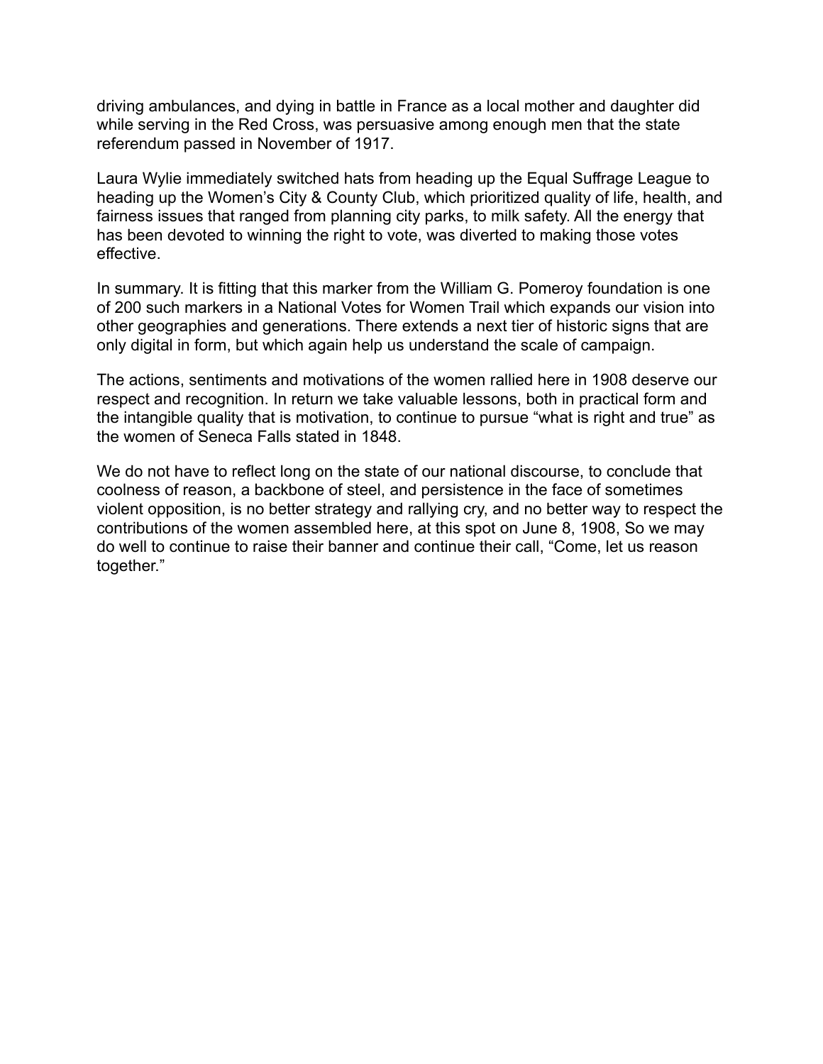driving ambulances, and dying in battle in France as a local mother and daughter did while serving in the Red Cross, was persuasive among enough men that the state referendum passed in November of 1917.

Laura Wylie immediately switched hats from heading up the Equal Suffrage League to heading up the Women's City & County Club, which prioritized quality of life, health, and fairness issues that ranged from planning city parks, to milk safety. All the energy that has been devoted to winning the right to vote, was diverted to making those votes effective.

In summary. It is fitting that this marker from the William G. Pomeroy foundation is one of 200 such markers in a National Votes for Women Trail which expands our vision into other geographies and generations. There extends a next tier of historic signs that are only digital in form, but which again help us understand the scale of campaign.

The actions, sentiments and motivations of the women rallied here in 1908 deserve our respect and recognition. In return we take valuable lessons, both in practical form and the intangible quality that is motivation, to continue to pursue "what is right and true" as the women of Seneca Falls stated in 1848.

We do not have to reflect long on the state of our national discourse, to conclude that coolness of reason, a backbone of steel, and persistence in the face of sometimes violent opposition, is no better strategy and rallying cry, and no better way to respect the contributions of the women assembled here, at this spot on June 8, 1908, So we may do well to continue to raise their banner and continue their call, "Come, let us reason together."